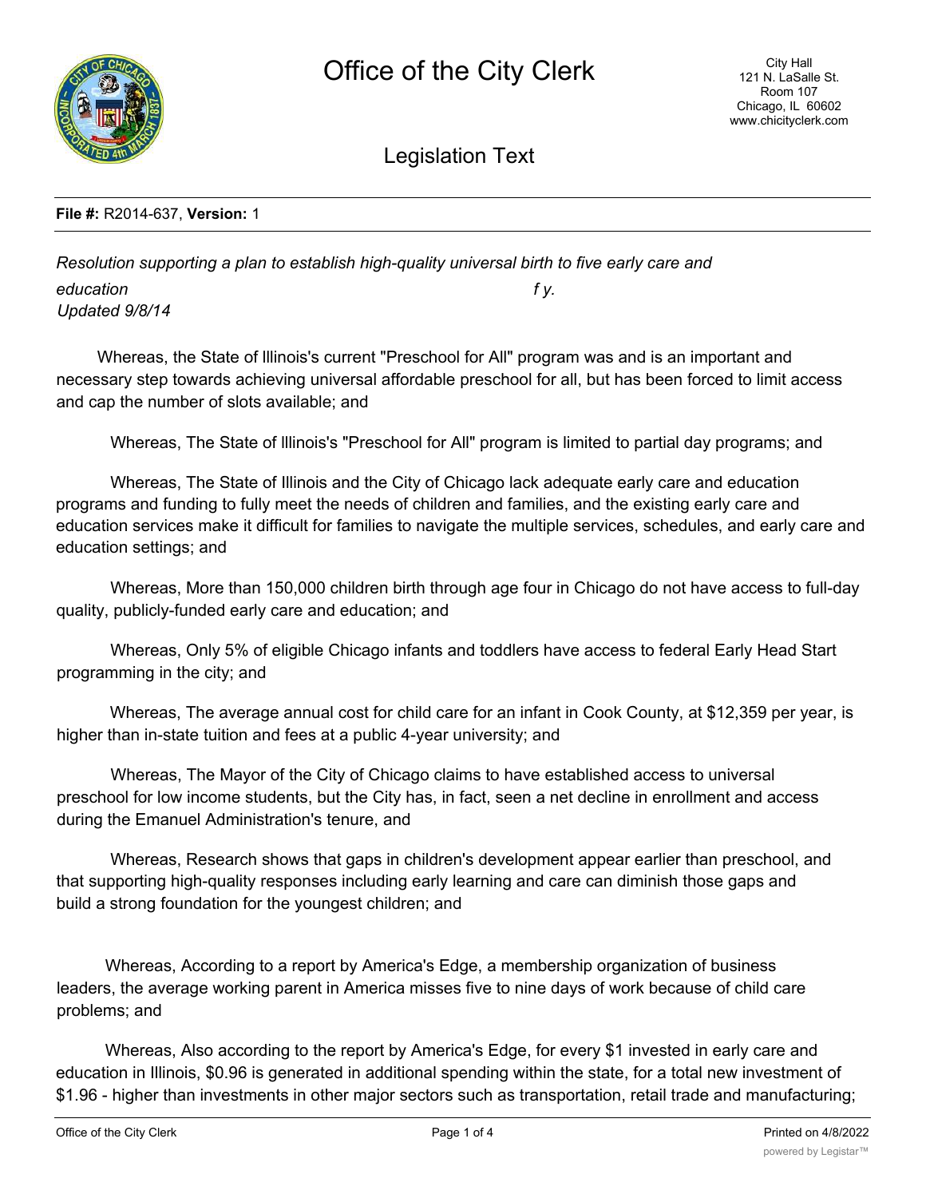# Office of the City Clerk

City Hall
121 N. LaSalle St.
Room 107
Chicago, IL 60602
www.chicityclerk.com

## Legislation Text

**File #:** R2014-637, **Version:** 1

*Resolution supporting a plan to establish high-quality universal birth to five early care and education f y.*
*Updated 9/8/14*

Whereas, the State of Illinois's current "Preschool for All" program was and is an important and necessary step towards achieving universal affordable preschool for all, but has been forced to limit access and cap the number of slots available; and

Whereas, The State of Illinois's "Preschool for All" program is limited to partial day programs; and

Whereas, The State of Illinois and the City of Chicago lack adequate early care and education programs and funding to fully meet the needs of children and families, and the existing early care and education services make it difficult for families to navigate the multiple services, schedules, and early care and education settings; and

Whereas, More than 150,000 children birth through age four in Chicago do not have access to full-day quality, publicly-funded early care and education; and

Whereas, Only 5% of eligible Chicago infants and toddlers have access to federal Early Head Start programming in the city; and

Whereas, The average annual cost for child care for an infant in Cook County, at $12,359 per year, is higher than in-state tuition and fees at a public 4-year university; and

Whereas, The Mayor of the City of Chicago claims to have established access to universal preschool for low income students, but the City has, in fact, seen a net decline in enrollment and access during the Emanuel Administration's tenure, and

Whereas, Research shows that gaps in children's development appear earlier than preschool, and that supporting high-quality responses including early learning and care can diminish those gaps and build a strong foundation for the youngest children; and

Whereas, According to a report by America's Edge, a membership organization of business leaders, the average working parent in America misses five to nine days of work because of child care problems; and

Whereas, Also according to the report by America's Edge, for every $1 invested in early care and education in Illinois, $0.96 is generated in additional spending within the state, for a total new investment of $1.96 - higher than investments in other major sectors such as transportation, retail trade and manufacturing;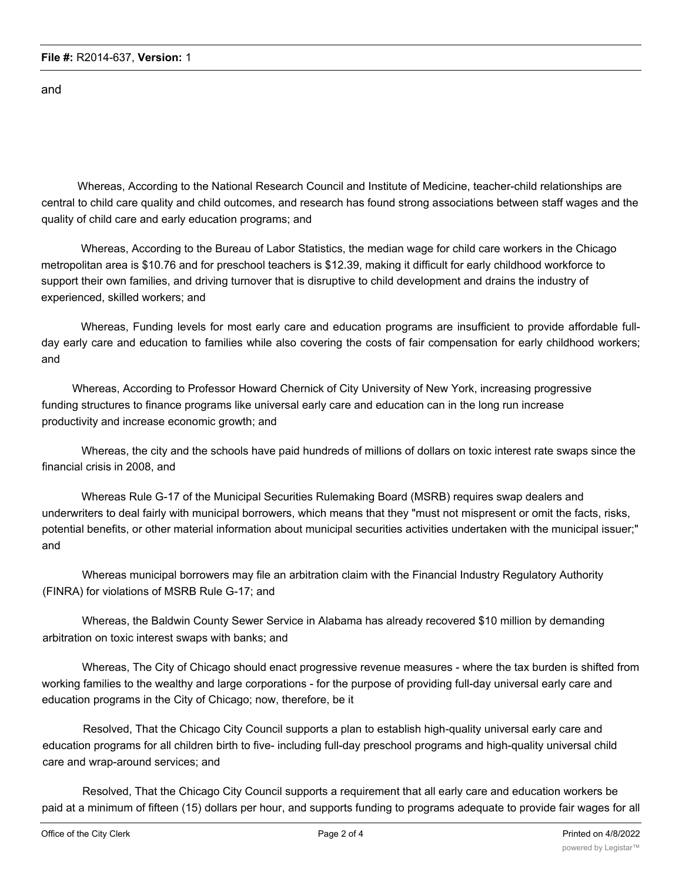and

Whereas, According to the National Research Council and Institute of Medicine, teacher-child relationships are central to child care quality and child outcomes, and research has found strong associations between staff wages and the quality of child care and early education programs; and

Whereas, According to the Bureau of Labor Statistics, the median wage for child care workers in the Chicago metropolitan area is $10.76 and for preschool teachers is $12.39, making it difficult for early childhood workforce to support their own families, and driving turnover that is disruptive to child development and drains the industry of experienced, skilled workers; and

Whereas, Funding levels for most early care and education programs are insufficient to provide affordable full-day early care and education to families while also covering the costs of fair compensation for early childhood workers; and

Whereas, According to Professor Howard Chernick of City University of New York, increasing progressive funding structures to finance programs like universal early care and education can in the long run increase productivity and increase economic growth; and

Whereas, the city and the schools have paid hundreds of millions of dollars on toxic interest rate swaps since the financial crisis in 2008, and

Whereas Rule G-17 of the Municipal Securities Rulemaking Board (MSRB) requires swap dealers and underwriters to deal fairly with municipal borrowers, which means that they "must not mispresent or omit the facts, risks, potential benefits, or other material information about municipal securities activities undertaken with the municipal issuer;" and

Whereas municipal borrowers may file an arbitration claim with the Financial Industry Regulatory Authority (FINRA) for violations of MSRB Rule G-17; and

Whereas, the Baldwin County Sewer Service in Alabama has already recovered $10 million by demanding arbitration on toxic interest swaps with banks; and

Whereas, The City of Chicago should enact progressive revenue measures - where the tax burden is shifted from working families to the wealthy and large corporations - for the purpose of providing full-day universal early care and education programs in the City of Chicago; now, therefore, be it

Resolved, That the Chicago City Council supports a plan to establish high-quality universal early care and education programs for all children birth to five- including full-day preschool programs and high-quality universal child care and wrap-around services; and

Resolved, That the Chicago City Council supports a requirement that all early care and education workers be paid at a minimum of fifteen (15) dollars per hour, and supports funding to programs adequate to provide fair wages for all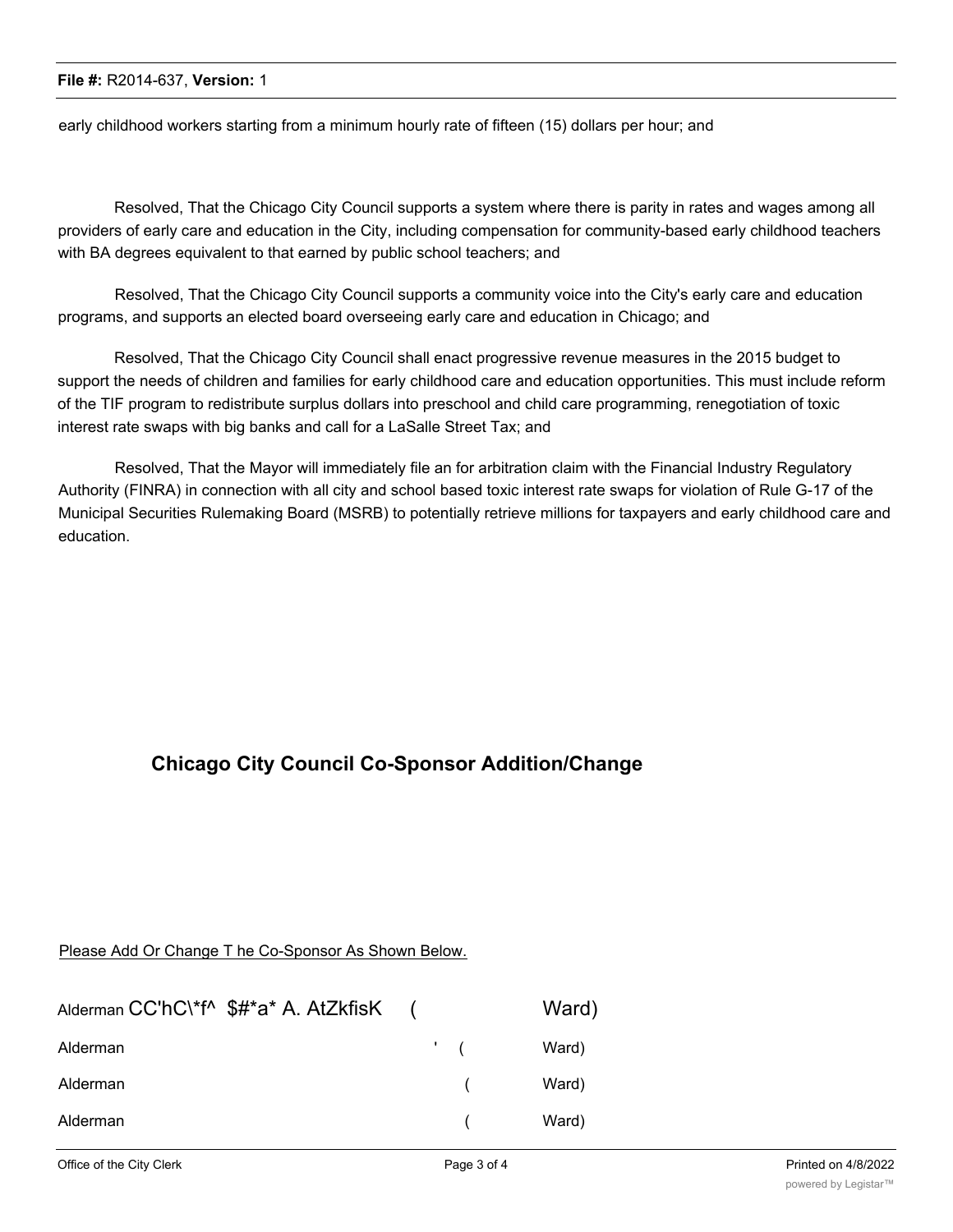early childhood workers starting from a minimum hourly rate of fifteen (15) dollars per hour; and

Resolved, That the Chicago City Council supports a system where there is parity in rates and wages among all providers of early care and education in the City, including compensation for community-based early childhood teachers with BA degrees equivalent to that earned by public school teachers; and

Resolved, That the Chicago City Council supports a community voice into the City's early care and education programs, and supports an elected board overseeing early care and education in Chicago; and

Resolved, That the Chicago City Council shall enact progressive revenue measures in the 2015 budget to support the needs of children and families for early childhood care and education opportunities. This must include reform of the TIF program to redistribute surplus dollars into preschool and child care programming, renegotiation of toxic interest rate swaps with big banks and call for a LaSalle Street Tax; and

Resolved, That the Mayor will immediately file an for arbitration claim with the Financial Industry Regulatory Authority (FINRA) in connection with all city and school based toxic interest rate swaps for violation of Rule G-17 of the Municipal Securities Rulemaking Board (MSRB) to potentially retrieve millions for taxpayers and early childhood care and education.

## Chicago City Council Co-Sponsor Addition/Change

Please Add Or Change T he Co-Sponsor As Shown Below.

Alderman CC'hC\*f^ $#*a* A. AtZkfisK ( Ward)

Alderman ' ( Ward)

Alderman ( Ward)

Alderman ( Ward)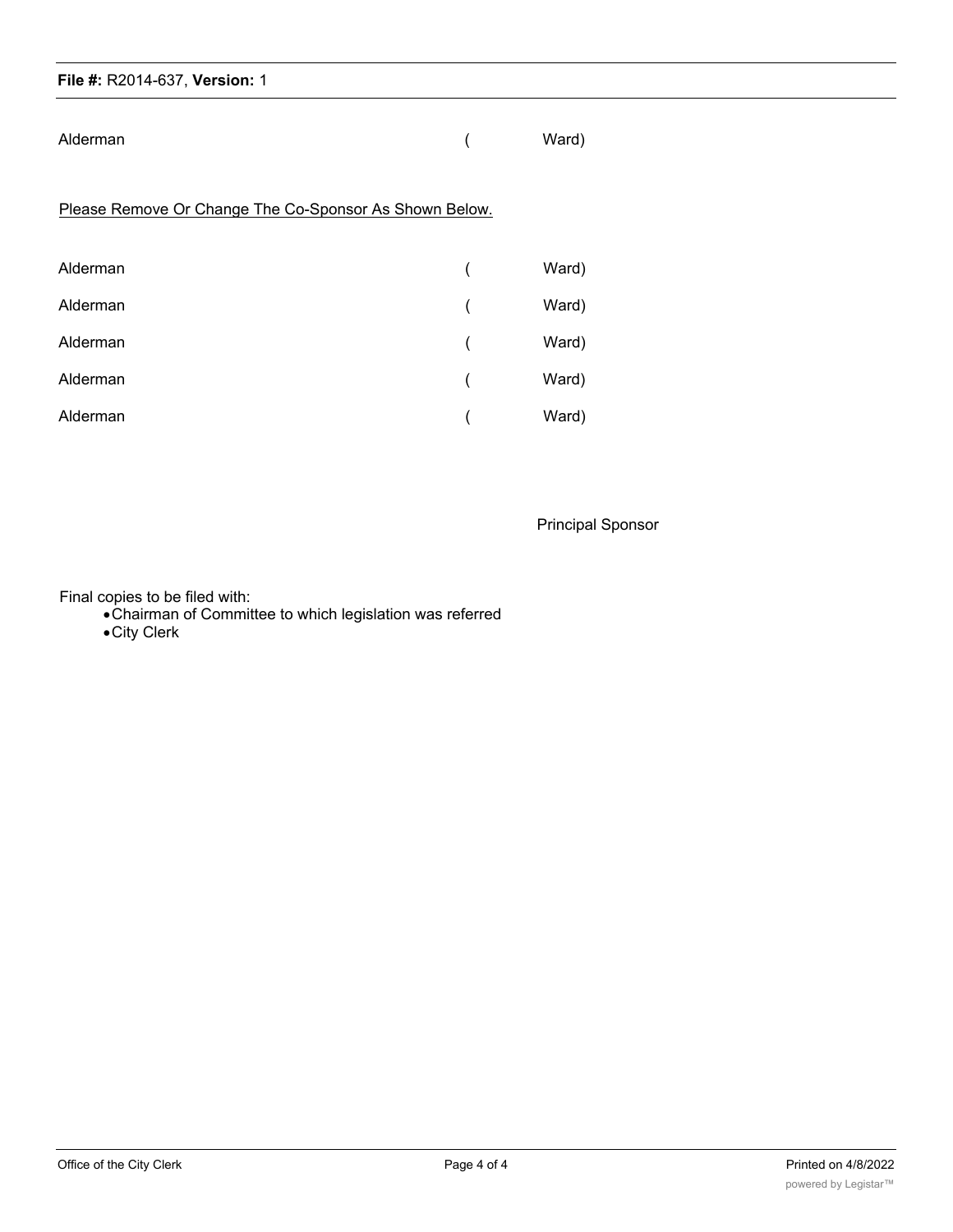Alderman ( Ward)

Please Remove Or Change The Co-Sponsor As Shown Below.

Alderman ( Ward)

Alderman ( Ward)

Alderman ( Ward)

Alderman ( Ward)

Alderman ( Ward)

Principal Sponsor

Final copies to be filed with:

- Chairman of Committee to which legislation was referred
- City Clerk